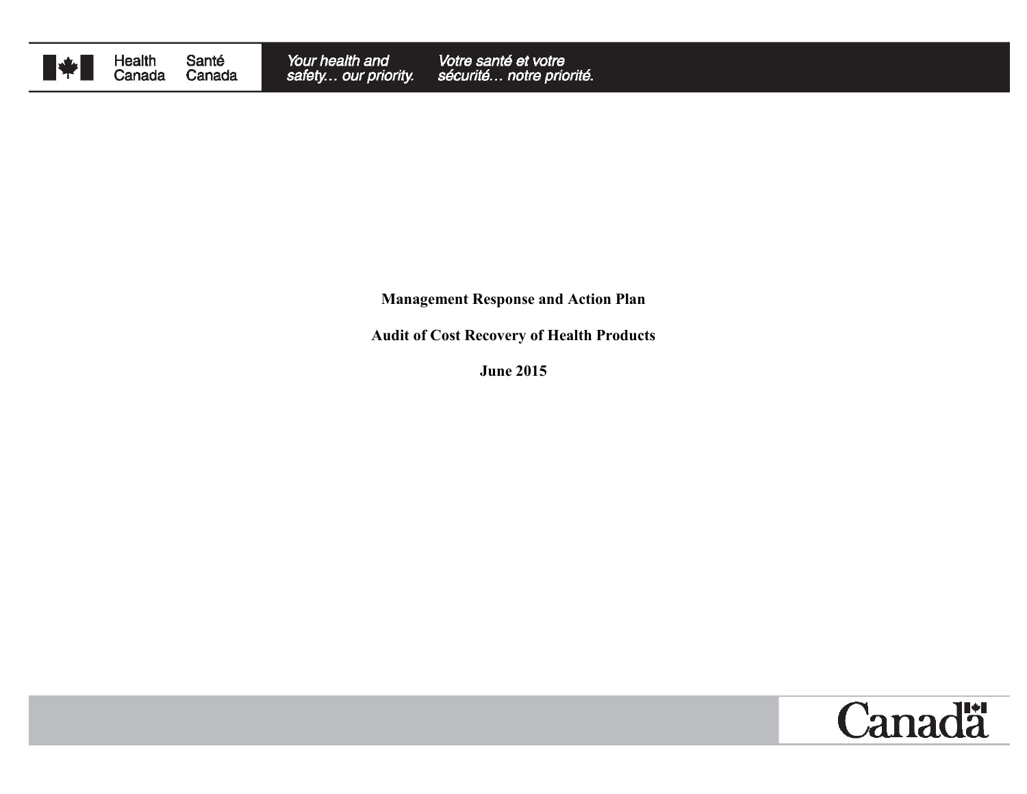**Management Response and Action Plan**

**Audit of Cost Recovery of Health Products**

**June 2015**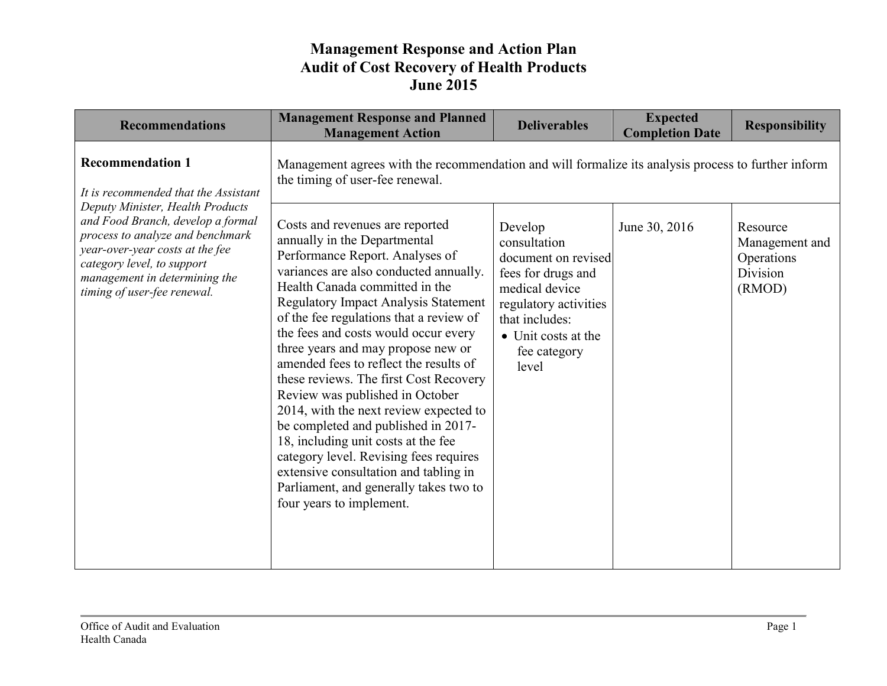# Management Response and Action Plan
# Audit of Cost Recovery of Health Products
# June 2015

| Recommendations | Management Response and Planned Management Action | Deliverables | Expected Completion Date | Responsibility |
|---|---|---|---|---|
| **Recommendation 1**<br><br>*It is recommended that the Assistant Deputy Minister, Health Products and Food Branch, develop a formal process to analyze and benchmark year-over-year costs at the fee category level, to support management in determining the timing of user-fee renewal.* | Management agrees with the recommendation and will formalize its analysis process to further inform the timing of user-fee renewal. | | | |
| | Costs and revenues are reported annually in the Departmental Performance Report. Analyses of variances are also conducted annually. Health Canada committed in the Regulatory Impact Analysis Statement of the fee regulations that a review of the fees and costs would occur every three years and may propose new or amended fees to reflect the results of these reviews. The first Cost Recovery Review was published in October 2014, with the next review expected to be completed and published in 2017-18, including unit costs at the fee category level. Revising fees requires extensive consultation and tabling in Parliament, and generally takes two to four years to implement. | Develop consultation document on revised fees for drugs and medical device regulatory activities that includes:<br>• Unit costs at the fee category level | June 30, 2016 | Resource Management and Operations Division (RMOD) |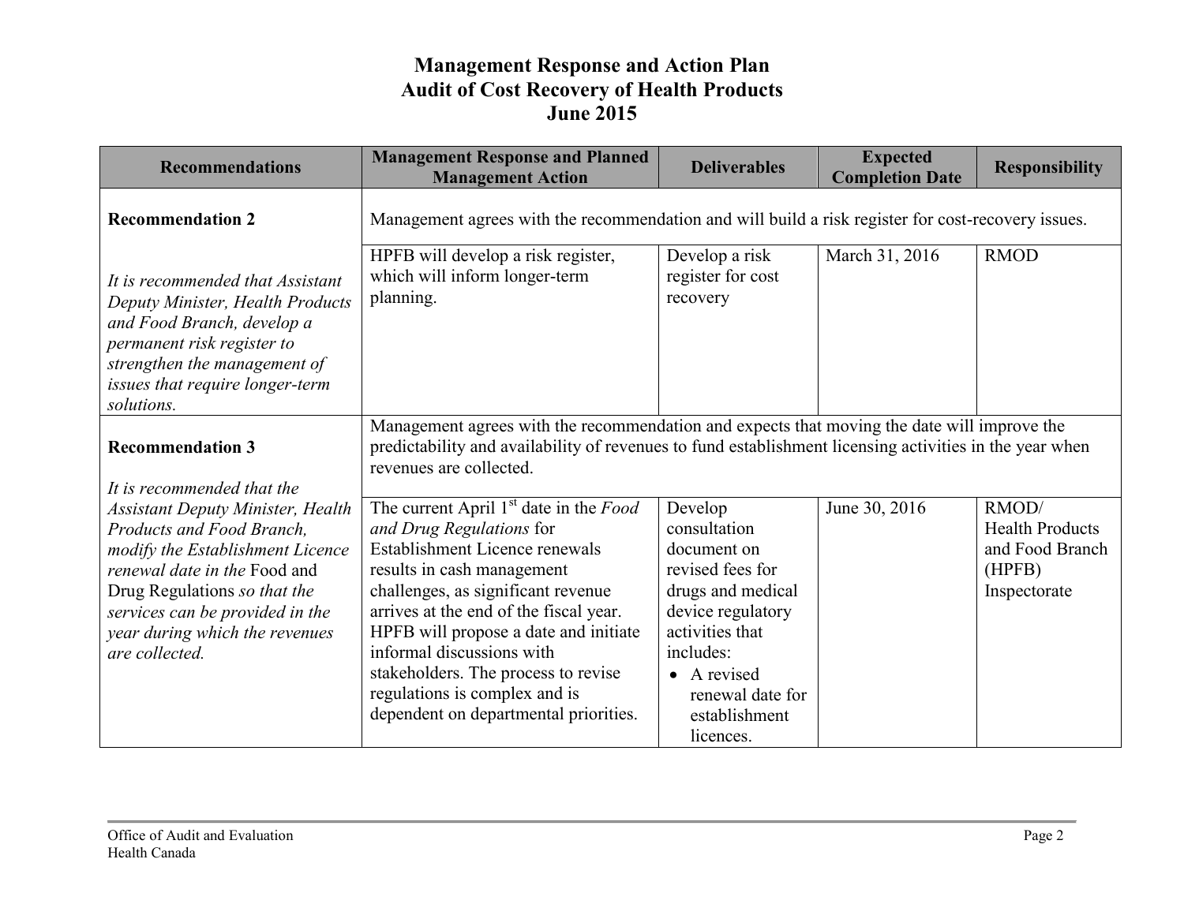# Management Response and Action Plan
# Audit of Cost Recovery of Health Products
# June 2015

| Recommendations | Management Response and Planned Management Action | Deliverables | Expected Completion Date | Responsibility |
|---|---|---|---|---|
| **Recommendation 2** | Management agrees with the recommendation and will build a risk register for cost-recovery issues. | | | |
| *It is recommended that Assistant Deputy Minister, Health Products and Food Branch, develop a permanent risk register to strengthen the management of issues that require longer-term solutions.* | HPFB will develop a risk register, which will inform longer-term planning. | Develop a risk register for cost recovery | March 31, 2016 | RMOD |
| **Recommendation 3** | Management agrees with the recommendation and expects that moving the date will improve the predictability and availability of revenues to fund establishment licensing activities in the year when revenues are collected. | | | |
| *It is recommended that the Assistant Deputy Minister, Health Products and Food Branch, modify the Establishment Licence renewal date in the* Food and Drug Regulations *so that the services can be provided in the year during which the revenues are collected.* | The current April 1st date in the *Food and Drug Regulations* for Establishment Licence renewals results in cash management challenges, as significant revenue arrives at the end of the fiscal year. HPFB will propose a date and initiate informal discussions with stakeholders. The process to revise regulations is complex and is dependent on departmental priorities. | Develop consultation document on revised fees for drugs and medical device regulatory activities that includes: <br>• A revised renewal date for establishment licences. | June 30, 2016 | RMOD/ Health Products and Food Branch (HPFB) Inspectorate |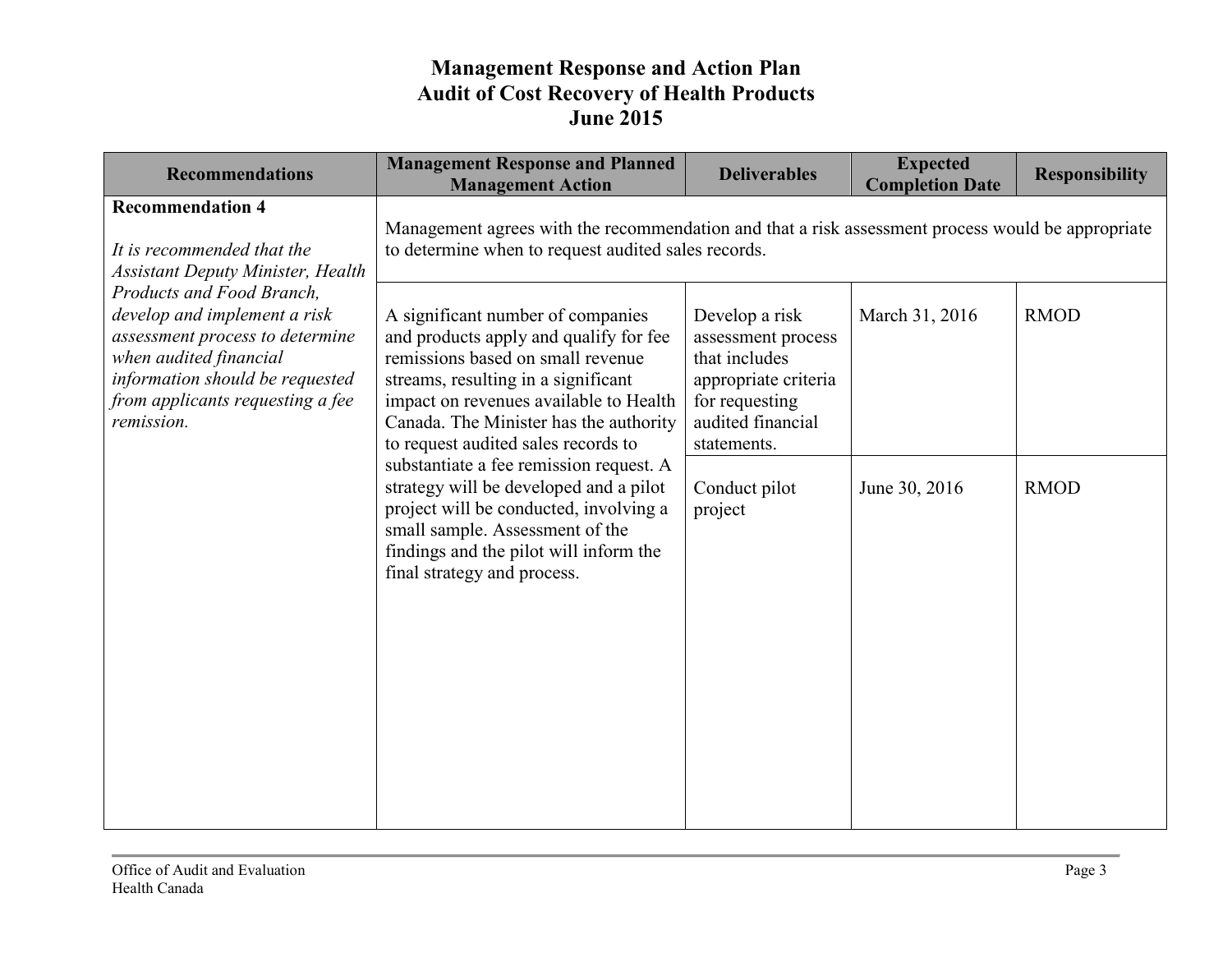# Management Response and Action Plan
# Audit of Cost Recovery of Health Products
# June 2015

| Recommendations | Management Response and Planned Management Action | Deliverables | Expected Completion Date | Responsibility |
|---|---|---|---|---|
| **Recommendation 4**<br><br>*It is recommended that the Assistant Deputy Minister, Health Products and Food Branch, develop and implement a risk assessment process to determine when audited financial information should be requested from applicants requesting a fee remission.* | Management agrees with the recommendation and that a risk assessment process would be appropriate to determine when to request audited sales records. | | | |
| | A significant number of companies and products apply and qualify for fee remissions based on small revenue streams, resulting in a significant impact on revenues available to Health Canada. The Minister has the authority to request audited sales records to substantiate a fee remission request. A strategy will be developed and a pilot project will be conducted, involving a small sample. Assessment of the findings and the pilot will inform the final strategy and process. | Develop a risk assessment process that includes appropriate criteria for requesting audited financial statements. | March 31, 2016 | RMOD |
| | | Conduct pilot project | June 30, 2016 | RMOD |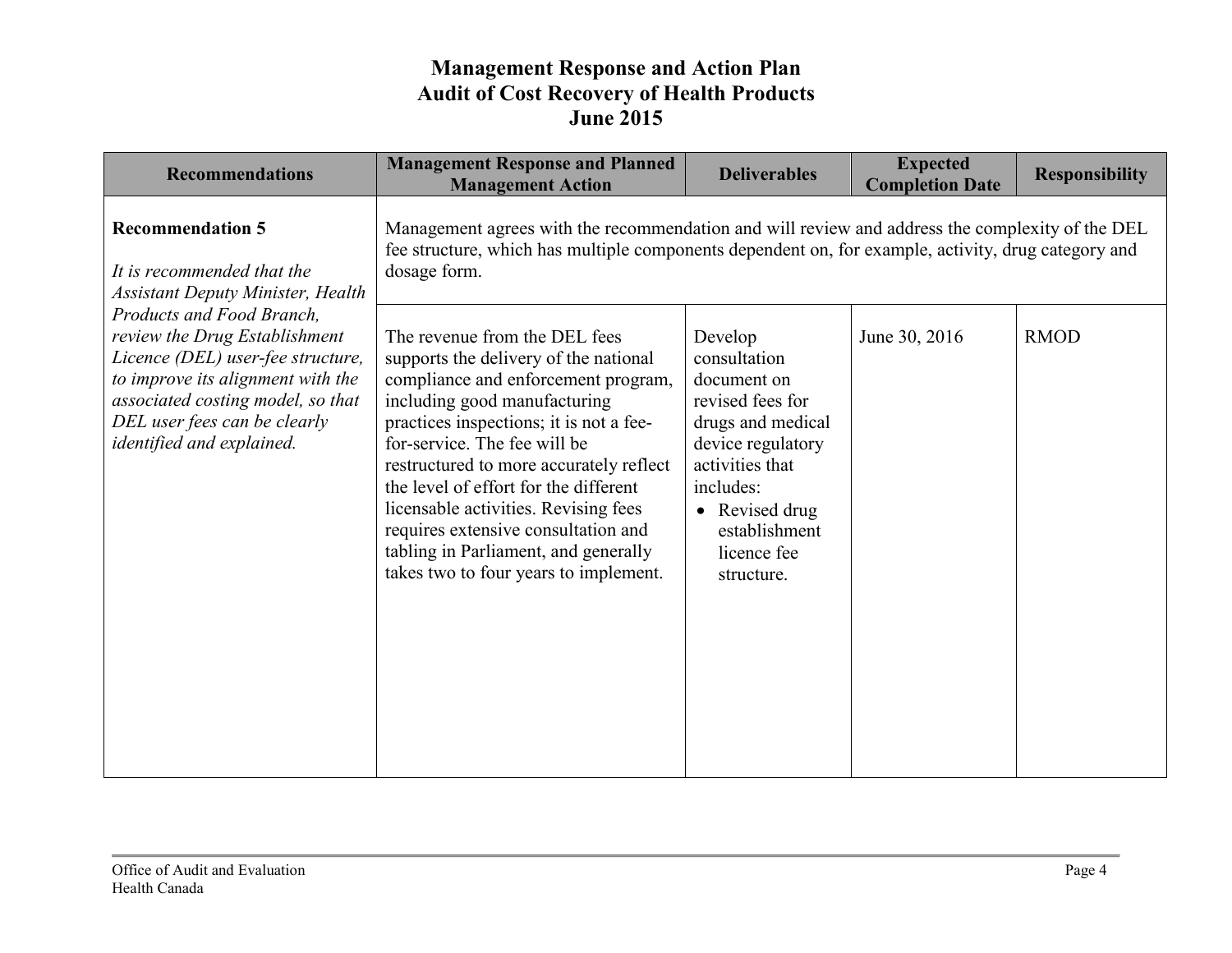# Management Response and Action Plan
# Audit of Cost Recovery of Health Products
# June 2015

| Recommendations | Management Response and Planned Management Action | Deliverables | Expected Completion Date | Responsibility |
|---|---|---|---|---|
| **Recommendation 5**<br><br>*It is recommended that the Assistant Deputy Minister, Health Products and Food Branch, review the Drug Establishment Licence (DEL) user-fee structure, to improve its alignment with the associated costing model, so that DEL user fees can be clearly identified and explained.* | Management agrees with the recommendation and will review and address the complexity of the DEL fee structure, which has multiple components dependent on, for example, activity, drug category and dosage form. | | | |
| | The revenue from the DEL fees supports the delivery of the national compliance and enforcement program, including good manufacturing practices inspections; it is not a fee-for-service. The fee will be restructured to more accurately reflect the level of effort for the different licensable activities. Revising fees requires extensive consultation and tabling in Parliament, and generally takes two to four years to implement. | Develop consultation document on revised fees for drugs and medical device regulatory activities that includes:<br>• Revised drug establishment licence fee structure. | June 30, 2016 | RMOD |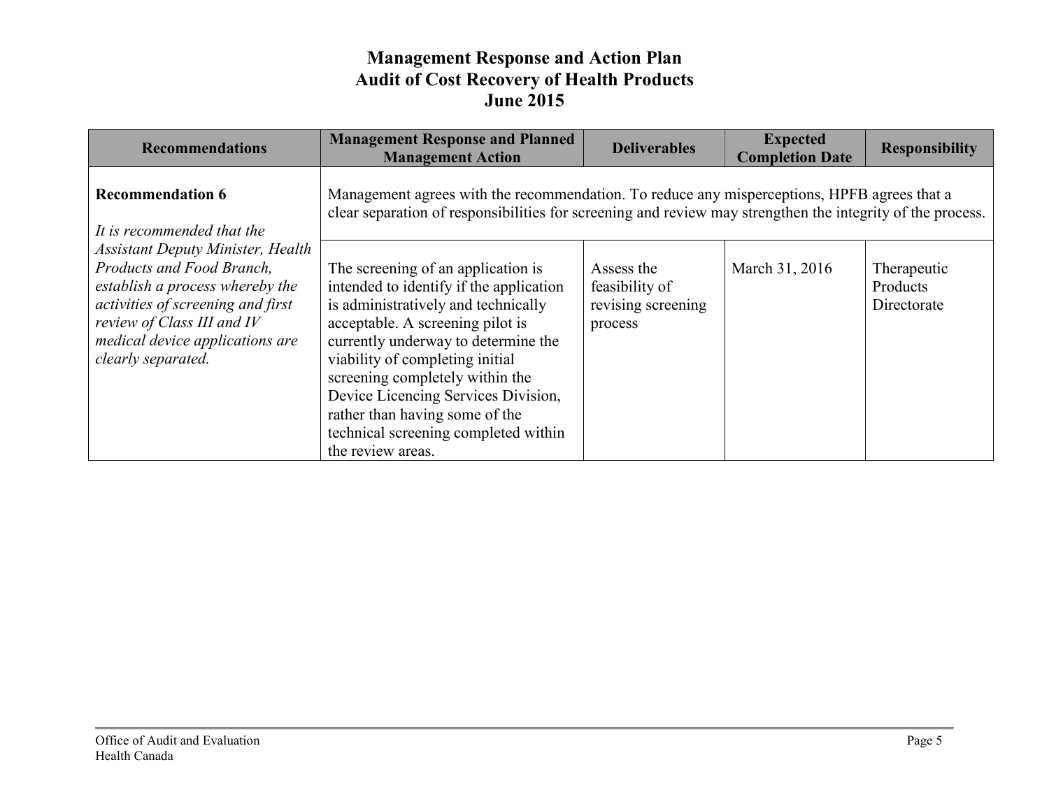# Management Response and Action Plan
# Audit of Cost Recovery of Health Products
# June 2015

| Recommendations | Management Response and Planned Management Action | Deliverables | Expected Completion Date | Responsibility |
|---|---|---|---|---|
| **Recommendation 6** *It is recommended that the Assistant Deputy Minister, Health Products and Food Branch, establish a process whereby the activities of screening and first review of Class III and IV medical device applications are clearly separated.* | Management agrees with the recommendation. To reduce any misperceptions, HPFB agrees that a clear separation of responsibilities for screening and review may strengthen the integrity of the process. | | | |
| | The screening of an application is intended to identify if the application is administratively and technically acceptable. A screening pilot is currently underway to determine the viability of completing initial screening completely within the Device Licencing Services Division, rather than having some of the technical screening completed within the review areas. | Assess the feasibility of revising screening process | March 31, 2016 | Therapeutic Products Directorate |